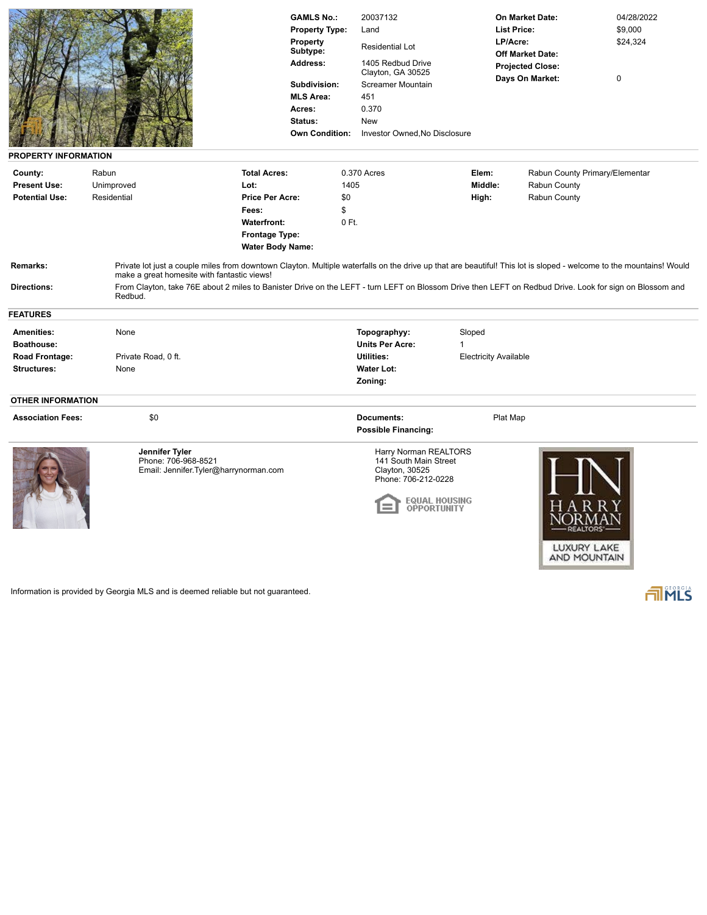| | | | |
|---|---|---|---|
| **GAMLS No.:** | 20037132 | **On Market Date:** | 04/28/2022 |
| **Property Type:** | Land | **List Price:** | $9,000 |
| **Property Subtype:** | Residential Lot | **LP/Acre:** | $24,324 |
| **Address:** | 1405 Redbud Drive Clayton, GA 30525 | **Off Market Date:** | |
| **Subdivision:** | Screamer Mountain | **Projected Close:** | |
| **MLS Area:** | 451 | **Days On Market:** | 0 |
| **Acres:** | 0.370 | | |
| **Status:** | New | | |
| **Own Condition:** | Investor Owned,No Disclosure | | |

## PROPERTY INFORMATION

| | | | | | |
|---|---|---|---|---|---|
| **County:** | Rabun | **Total Acres:** | 0.370 Acres | **Elem:** | Rabun County Primary/Elementar |
| **Present Use:** | Unimproved | **Lot:** | 1405 | **Middle:** | Rabun County |
| **Potential Use:** | Residential | **Price Per Acre:** | $0 | **High:** | Rabun County |
| | | **Fees:** | $ | | |
| | | **Waterfront:** | 0 Ft. | | |
| | | **Frontage Type:** | | | |
| | | **Water Body Name:** | | | |

**Remarks:** Private lot just a couple miles from downtown Clayton. Multiple waterfalls on the drive up that are beautiful! This lot is sloped - welcome to the mountains! Would make a great homesite with fantastic views!

**Directions:** From Clayton, take 76E about 2 miles to Banister Drive on the LEFT - turn LEFT on Blossom Drive then LEFT on Redbud Drive. Look for sign on Blossom and Redbud.

## FEATURES

| | | | |
|---|---|---|---|
| **Amenities:** | None | **Topographyy:** | Sloped |
| **Boathouse:** | | **Units Per Acre:** | 1 |
| **Road Frontage:** | Private Road, 0 ft. | **Utilities:** | Electricity Available |
| **Structures:** | None | **Water Lot:** | |
| | | **Zoning:** | |

## OTHER INFORMATION

| | | | |
|---|---|---|---|
| **Association Fees:** | $0 | **Documents:** | Plat Map |
| | | **Possible Financing:** | |

**Jennifer Tyler**
Phone: 706-968-8521
Email: Jennifer.Tyler@harrynorman.com

Harry Norman REALTORS
141 South Main Street
Clayton, 30525
Phone: 706-212-0228

EQUAL HOUSING OPPORTUNITY

HN HARRY NORMAN REALTORS LUXURY LAKE AND MOUNTAIN

Information is provided by Georgia MLS and is deemed reliable but not guaranteed.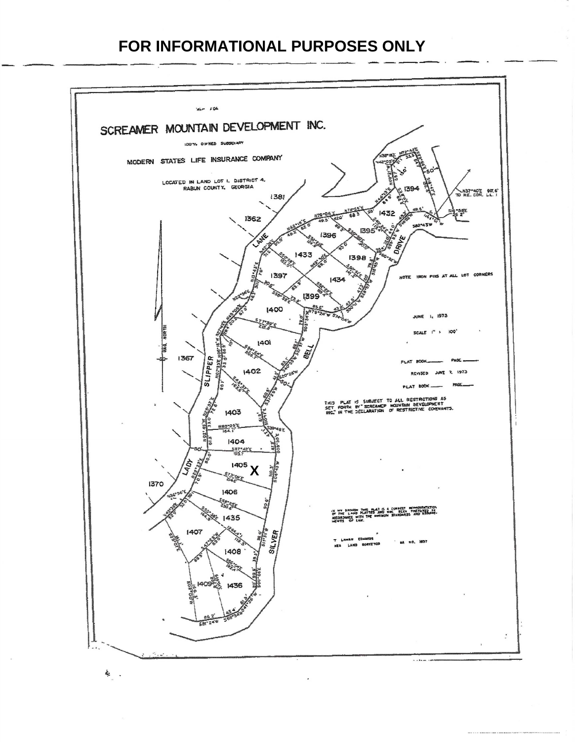**FOR INFORMATIONAL PURPOSES ONLY**

PLAT FOR

# SCREAMER MOUNTAIN DEVELOPMENT INC.

100% OWNED SUBSIDIARY

MODERN STATES LIFE INSURANCE COMPANY

LOCATED IN LAND LOT 1, DISTRICT 4, RABUN COUNTY, GEORGIA

NOTE: IRON PINS AT ALL LOT CORNERS

JUNE 1, 1973

SCALE 1" = 100'

PLAT BOOK \_\_\_\_\_ PAGE \_\_\_\_\_

REVISED JUNE 7, 1973

PLAT BOOK \_\_\_\_\_ PAGE \_\_\_\_\_

THIS PLAT IS SUBJECT TO ALL RESTRICTIONS AS SET FORTH BY "SCREAMER MOUNTAIN DEVELOPMENT INC." IN THE DECLARATION OF RESTRICTIVE COVENANTS.

IN MY OPINION THIS PLAT IS A CORRECT REPRESENTATION OF THE LAND PLATTED AND HAS BEEN PREPARED IN ACCORDANCE WITH THE MINIMUM STANDARDS AND REQUIREMENTS OF LAW.

T. LAMAR EDWARDS
REG. LAND SURVEYOR GA. NO. 1837

MAG. NORTH

N37°40'E 917.6' TO N.E. COR. L.L. 1

LANE
DRIVE
BELL
SILVER
SLIPPER
LADY

1381
1362
1367
1370
1394
1432
1395
1396
1433
1398
1397
1434
1399
1400
1401
1402
1403
1404
1405 X
1406
1435
1407
1408
1409
1436